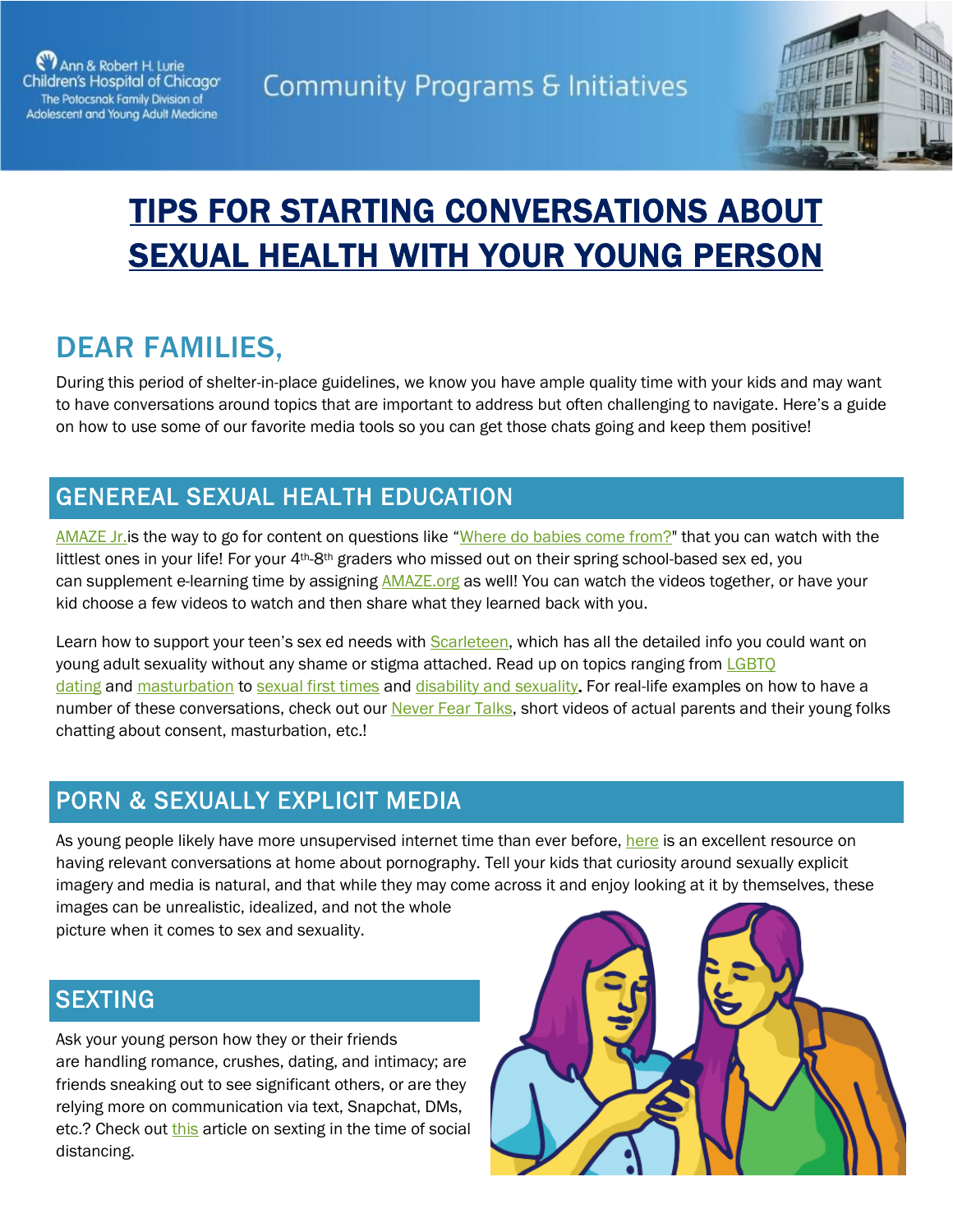Ann & Robert H. Lurie Children's Hospital of Chicago
The Potocsnak Family Division of Adolescent and Young Adult Medicine

Community Programs & Initiatives

# TIPS FOR STARTING CONVERSATIONS ABOUT SEXUAL HEALTH WITH YOUR YOUNG PERSON

## DEAR FAMILIES,

During this period of shelter-in-place guidelines, we know you have ample quality time with your kids and may want to have conversations around topics that are important to address but often challenging to navigate. Here's a guide on how to use some of our favorite media tools so you can get those chats going and keep them positive!

## GENEREAL SEXUAL HEALTH EDUCATION

AMAZE Jr.is the way to go for content on questions like "Where do babies come from?" that you can watch with the littlest ones in your life! For your 4th-8th graders who missed out on their spring school-based sex ed, you can supplement e-learning time by assigning AMAZE.org as well! You can watch the videos together, or have your kid choose a few videos to watch and then share what they learned back with you.

Learn how to support your teen's sex ed needs with Scarleteen, which has all the detailed info you could want on young adult sexuality without any shame or stigma attached. Read up on topics ranging from LGBTQ dating and masturbation to sexual first times and disability and sexuality. For real-life examples on how to have a number of these conversations, check out our Never Fear Talks, short videos of actual parents and their young folks chatting about consent, masturbation, etc.!

## PORN & SEXUALLY EXPLICIT MEDIA

As young people likely have more unsupervised internet time than ever before, here is an excellent resource on having relevant conversations at home about pornography. Tell your kids that curiosity around sexually explicit imagery and media is natural, and that while they may come across it and enjoy looking at it by themselves, these images can be unrealistic, idealized, and not the whole picture when it comes to sex and sexuality.

## SEXTING

Ask your young person how they or their friends are handling romance, crushes, dating, and intimacy; are friends sneaking out to see significant others, or are they relying more on communication via text, Snapchat, DMs, etc.? Check out this article on sexting in the time of social distancing.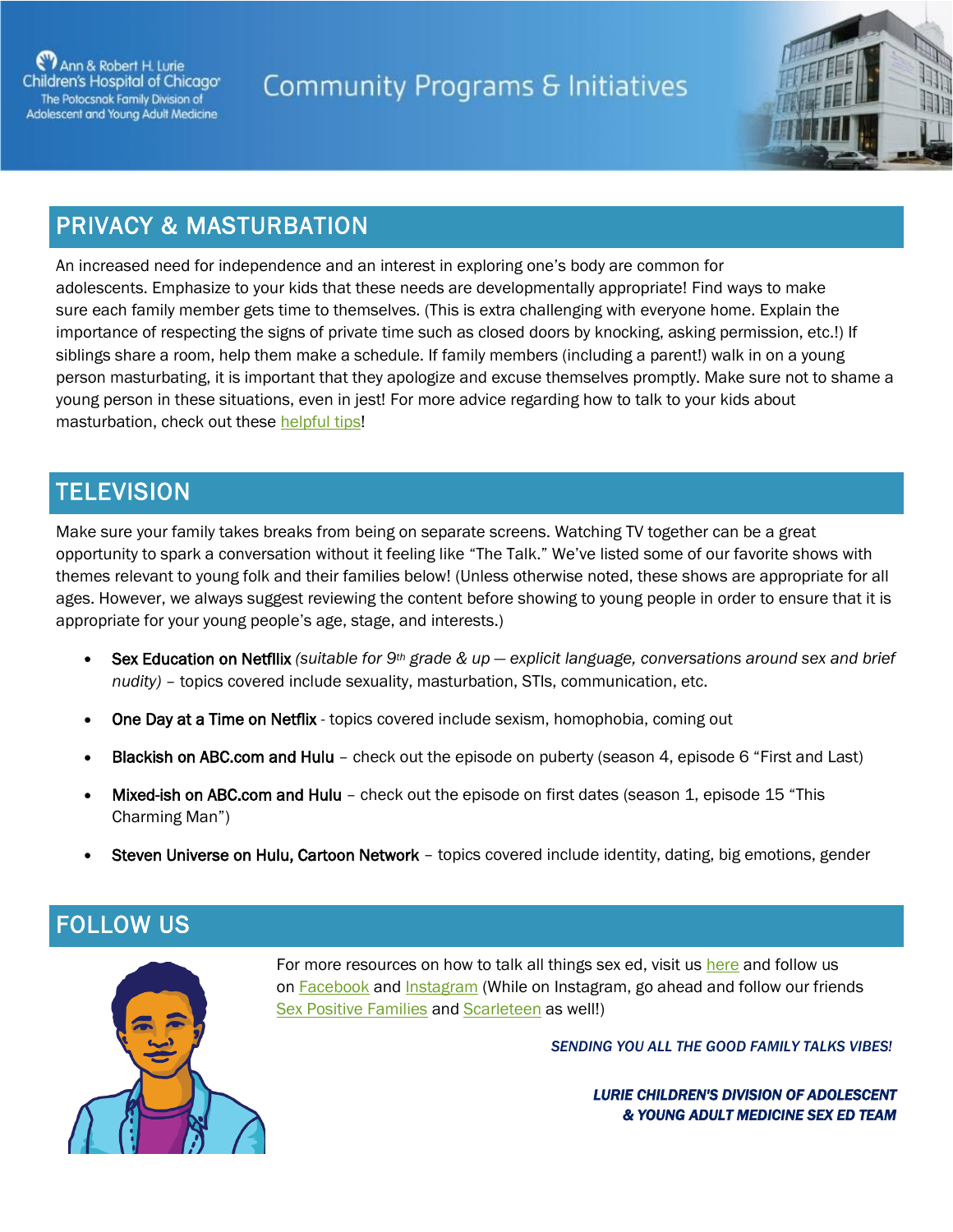Ann & Robert H. Lurie Children's Hospital of Chicago
The Potocsnak Family Division of Adolescent and Young Adult Medicine

# Community Programs & Initiatives

## PRIVACY & MASTURBATION

An increased need for independence and an interest in exploring one's body are common for adolescents. Emphasize to your kids that these needs are developmentally appropriate! Find ways to make sure each family member gets time to themselves. (This is extra challenging with everyone home. Explain the importance of respecting the signs of private time such as closed doors by knocking, asking permission, etc.!) If siblings share a room, help them make a schedule. If family members (including a parent!) walk in on a young person masturbating, it is important that they apologize and excuse themselves promptly. Make sure not to shame a young person in these situations, even in jest! For more advice regarding how to talk to your kids about masturbation, check out these helpful tips!

## TELEVISION

Make sure your family takes breaks from being on separate screens. Watching TV together can be a great opportunity to spark a conversation without it feeling like "The Talk." We've listed some of our favorite shows with themes relevant to young folk and their families below! (Unless otherwise noted, these shows are appropriate for all ages. However, we always suggest reviewing the content before showing to young people in order to ensure that it is appropriate for your young people's age, stage, and interests.)

- Sex Education on Netfllix *(suitable for 9th grade & up — explicit language, conversations around sex and brief nudity)* – topics covered include sexuality, masturbation, STIs, communication, etc.
- One Day at a Time on Netflix - topics covered include sexism, homophobia, coming out
- Blackish on ABC.com and Hulu – check out the episode on puberty (season 4, episode 6 "First and Last)
- Mixed-ish on ABC.com and Hulu – check out the episode on first dates (season 1, episode 15 "This Charming Man")
- Steven Universe on Hulu, Cartoon Network – topics covered include identity, dating, big emotions, gender

## FOLLOW US

For more resources on how to talk all things sex ed, visit us here and follow us on Facebook and Instagram (While on Instagram, go ahead and follow our friends Sex Positive Families and Scarleteen as well!)

***SENDING YOU ALL THE GOOD FAMILY TALKS VIBES!***

***LURIE CHILDREN'S DIVISION OF ADOLESCENT & YOUNG ADULT MEDICINE SEX ED TEAM***